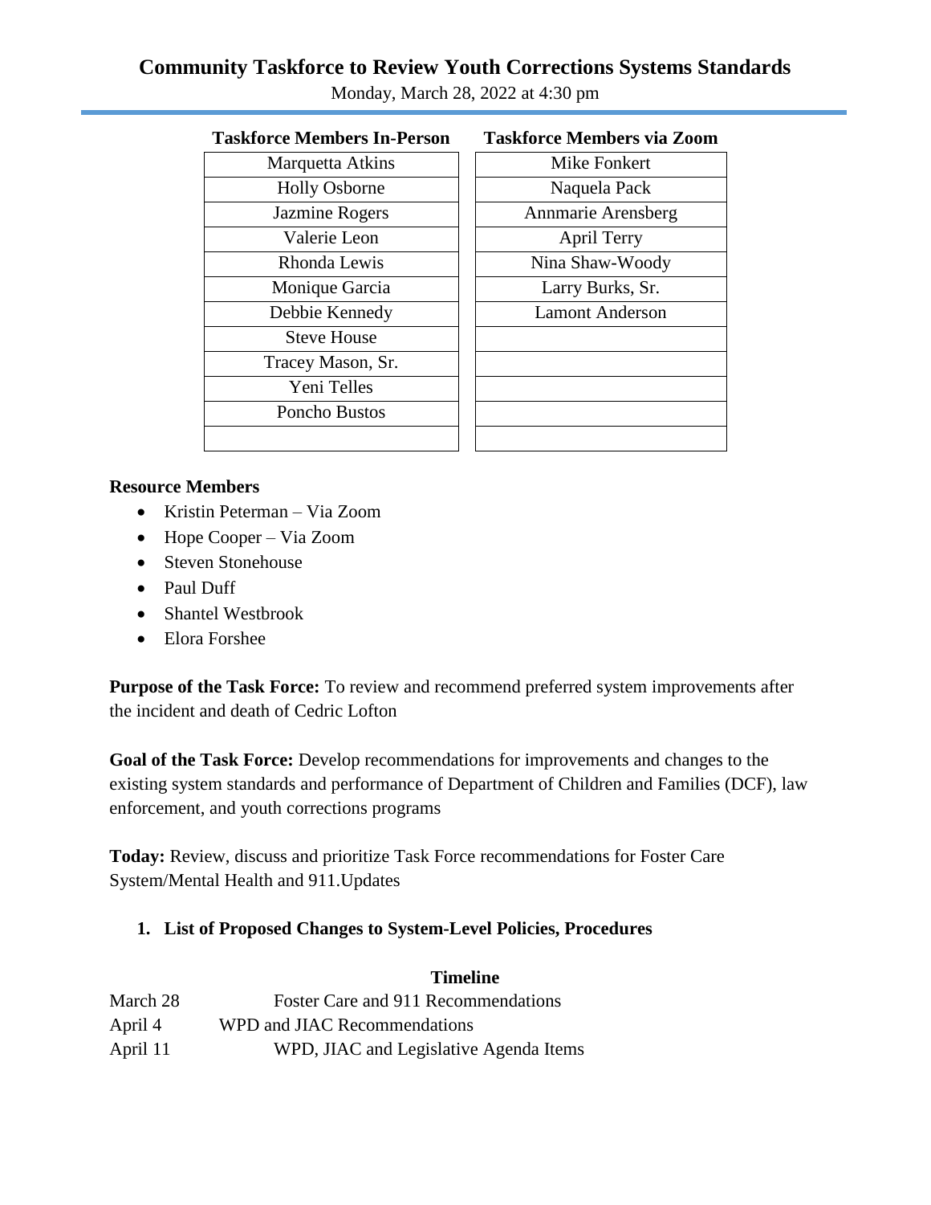# Community Taskforce to Review Youth Corrections Systems Standards

Monday, March 28, 2022 at 4:30 pm

| Taskforce Members In-Person | Taskforce Members via Zoom |
|---|---|
| Marquetta Atkins | Mike Fonkert |
| Holly Osborne | Naquela Pack |
| Jazmine Rogers | Annmarie Arensberg |
| Valerie Leon | April Terry |
| Rhonda Lewis | Nina Shaw-Woody |
| Monique Garcia | Larry Burks, Sr. |
| Debbie Kennedy | Lamont Anderson |
| Steve House | |
| Tracey Mason, Sr. | |
| Yeni Telles | |
| Poncho Bustos | |
| | |

**Resource Members**

- Kristin Peterman – Via Zoom
- Hope Cooper – Via Zoom
- Steven Stonehouse
- Paul Duff
- Shantel Westbrook
- Elora Forshee

**Purpose of the Task Force:** To review and recommend preferred system improvements after the incident and death of Cedric Lofton

**Goal of the Task Force:** Develop recommendations for improvements and changes to the existing system standards and performance of Department of Children and Families (DCF), law enforcement, and youth corrections programs

**Today:** Review, discuss and prioritize Task Force recommendations for Foster Care System/Mental Health and 911.Updates

1. **List of Proposed Changes to System-Level Policies, Procedures**

**Timeline**

| | |
|---|---|
| March 28 | Foster Care and 911 Recommendations |
| April 4 | WPD and JIAC Recommendations |
| April 11 | WPD, JIAC and Legislative Agenda Items |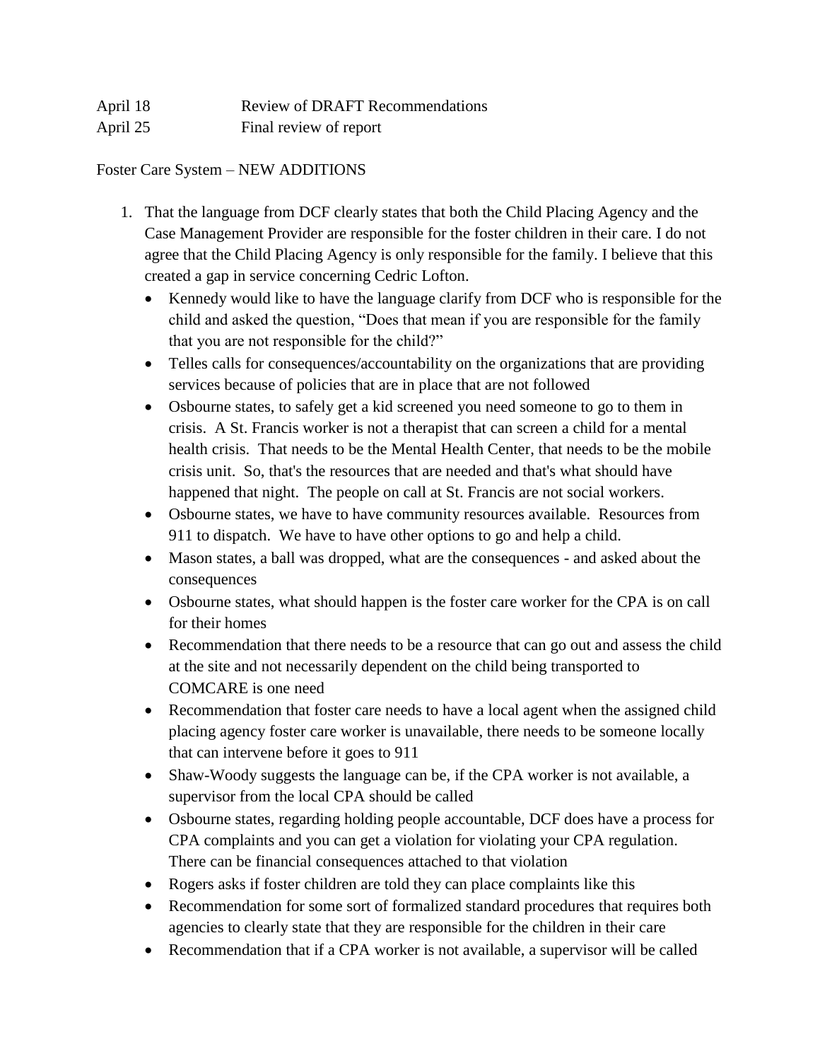April 18 Review of DRAFT Recommendations
April 25 Final review of report

Foster Care System – NEW ADDITIONS

1. That the language from DCF clearly states that both the Child Placing Agency and the Case Management Provider are responsible for the foster children in their care. I do not agree that the Child Placing Agency is only responsible for the family. I believe that this created a gap in service concerning Cedric Lofton.
   - Kennedy would like to have the language clarify from DCF who is responsible for the child and asked the question, "Does that mean if you are responsible for the family that you are not responsible for the child?"
   - Telles calls for consequences/accountability on the organizations that are providing services because of policies that are in place that are not followed
   - Osbourne states, to safely get a kid screened you need someone to go to them in crisis. A St. Francis worker is not a therapist that can screen a child for a mental health crisis. That needs to be the Mental Health Center, that needs to be the mobile crisis unit. So, that's the resources that are needed and that's what should have happened that night. The people on call at St. Francis are not social workers.
   - Osbourne states, we have to have community resources available. Resources from 911 to dispatch. We have to have other options to go and help a child.
   - Mason states, a ball was dropped, what are the consequences - and asked about the consequences
   - Osbourne states, what should happen is the foster care worker for the CPA is on call for their homes
   - Recommendation that there needs to be a resource that can go out and assess the child at the site and not necessarily dependent on the child being transported to COMCARE is one need
   - Recommendation that foster care needs to have a local agent when the assigned child placing agency foster care worker is unavailable, there needs to be someone locally that can intervene before it goes to 911
   - Shaw-Woody suggests the language can be, if the CPA worker is not available, a supervisor from the local CPA should be called
   - Osbourne states, regarding holding people accountable, DCF does have a process for CPA complaints and you can get a violation for violating your CPA regulation. There can be financial consequences attached to that violation
   - Rogers asks if foster children are told they can place complaints like this
   - Recommendation for some sort of formalized standard procedures that requires both agencies to clearly state that they are responsible for the children in their care
   - Recommendation that if a CPA worker is not available, a supervisor will be called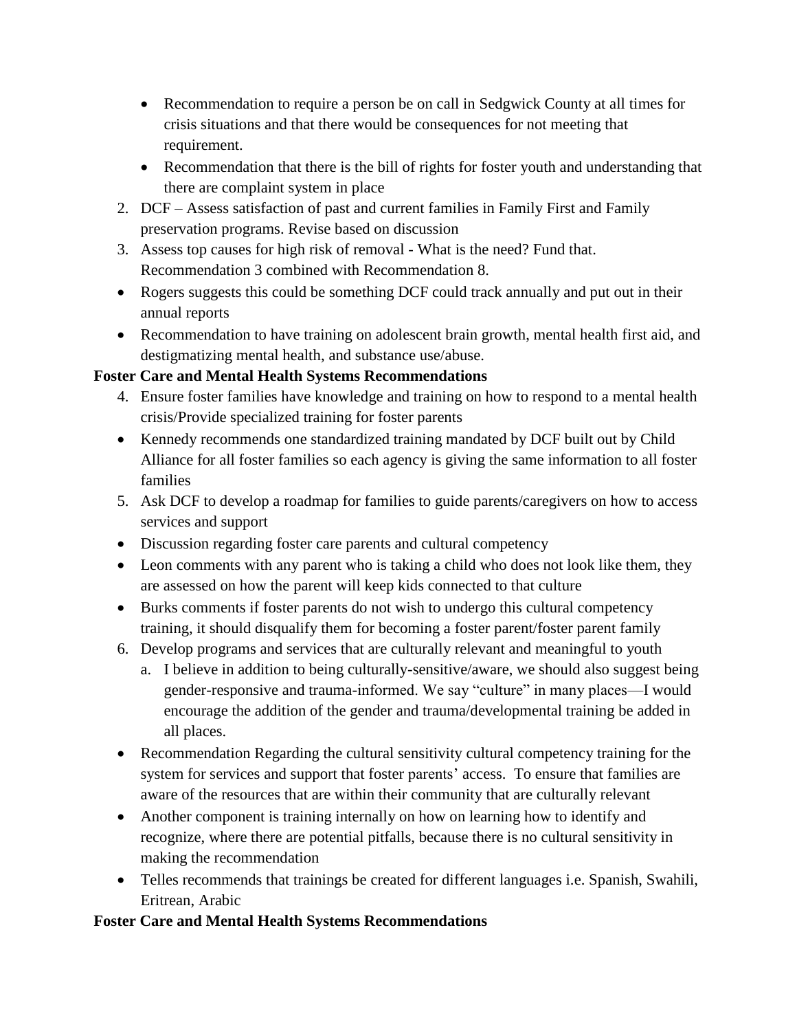- Recommendation to require a person be on call in Sedgwick County at all times for crisis situations and that there would be consequences for not meeting that requirement.
- Recommendation that there is the bill of rights for foster youth and understanding that there are complaint system in place

2. DCF – Assess satisfaction of past and current families in Family First and Family preservation programs. Revise based on discussion
3. Assess top causes for high risk of removal - What is the need? Fund that. Recommendation 3 combined with Recommendation 8.

- Rogers suggests this could be something DCF could track annually and put out in their annual reports
- Recommendation to have training on adolescent brain growth, mental health first aid, and destigmatizing mental health, and substance use/abuse.

**Foster Care and Mental Health Systems Recommendations**

4. Ensure foster families have knowledge and training on how to respond to a mental health crisis/Provide specialized training for foster parents

- Kennedy recommends one standardized training mandated by DCF built out by Child Alliance for all foster families so each agency is giving the same information to all foster families

5. Ask DCF to develop a roadmap for families to guide parents/caregivers on how to access services and support

- Discussion regarding foster care parents and cultural competency
- Leon comments with any parent who is taking a child who does not look like them, they are assessed on how the parent will keep kids connected to that culture
- Burks comments if foster parents do not wish to undergo this cultural competency training, it should disqualify them for becoming a foster parent/foster parent family

6. Develop programs and services that are culturally relevant and meaningful to youth
   a. I believe in addition to being culturally-sensitive/aware, we should also suggest being gender-responsive and trauma-informed. We say "culture" in many places—I would encourage the addition of the gender and trauma/developmental training be added in all places.

- Recommendation Regarding the cultural sensitivity cultural competency training for the system for services and support that foster parents' access. To ensure that families are aware of the resources that are within their community that are culturally relevant
- Another component is training internally on how on learning how to identify and recognize, where there are potential pitfalls, because there is no cultural sensitivity in making the recommendation
- Telles recommends that trainings be created for different languages i.e. Spanish, Swahili, Eritrean, Arabic

**Foster Care and Mental Health Systems Recommendations**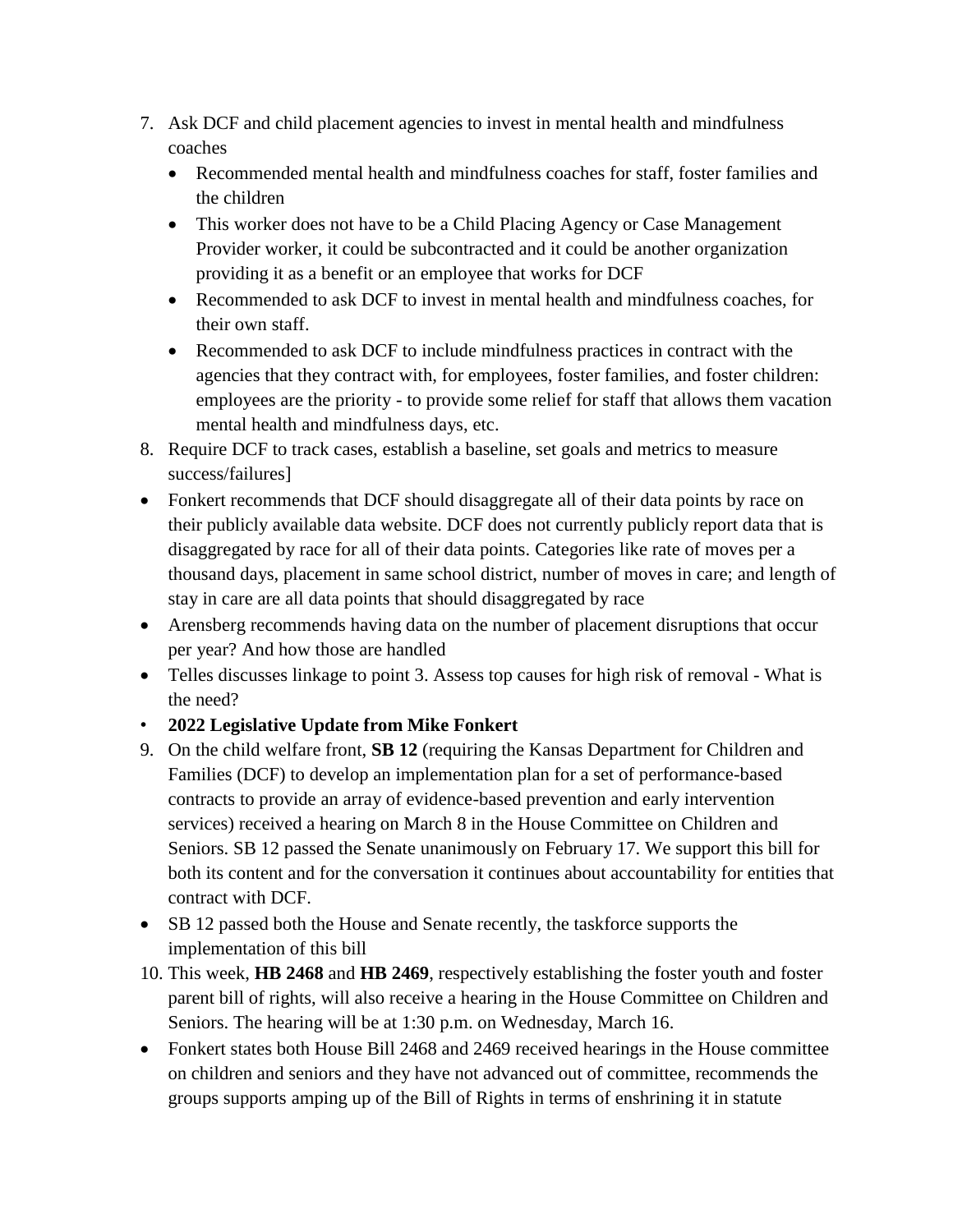7. Ask DCF and child placement agencies to invest in mental health and mindfulness coaches
    - Recommended mental health and mindfulness coaches for staff, foster families and the children
    - This worker does not have to be a Child Placing Agency or Case Management Provider worker, it could be subcontracted and it could be another organization providing it as a benefit or an employee that works for DCF
    - Recommended to ask DCF to invest in mental health and mindfulness coaches, for their own staff.
    - Recommended to ask DCF to include mindfulness practices in contract with the agencies that they contract with, for employees, foster families, and foster children: employees are the priority - to provide some relief for staff that allows them vacation mental health and mindfulness days, etc.
8. Require DCF to track cases, establish a baseline, set goals and metrics to measure success/failures]

- Fonkert recommends that DCF should disaggregate all of their data points by race on their publicly available data website. DCF does not currently publicly report data that is disaggregated by race for all of their data points. Categories like rate of moves per a thousand days, placement in same school district, number of moves in care; and length of stay in care are all data points that should disaggregated by race
- Arensberg recommends having data on the number of placement disruptions that occur per year? And how those are handled
- Telles discusses linkage to point 3. Assess top causes for high risk of removal - What is the need?
- **2022 Legislative Update from Mike Fonkert**

9. On the child welfare front, **SB 12** (requiring the Kansas Department for Children and Families (DCF) to develop an implementation plan for a set of performance-based contracts to provide an array of evidence-based prevention and early intervention services) received a hearing on March 8 in the House Committee on Children and Seniors. SB 12 passed the Senate unanimously on February 17. We support this bill for both its content and for the conversation it continues about accountability for entities that contract with DCF.

- SB 12 passed both the House and Senate recently, the taskforce supports the implementation of this bill

10. This week, **HB 2468** and **HB 2469**, respectively establishing the foster youth and foster parent bill of rights, will also receive a hearing in the House Committee on Children and Seniors. The hearing will be at 1:30 p.m. on Wednesday, March 16.

- Fonkert states both House Bill 2468 and 2469 received hearings in the House committee on children and seniors and they have not advanced out of committee, recommends the groups supports amping up of the Bill of Rights in terms of enshrining it in statute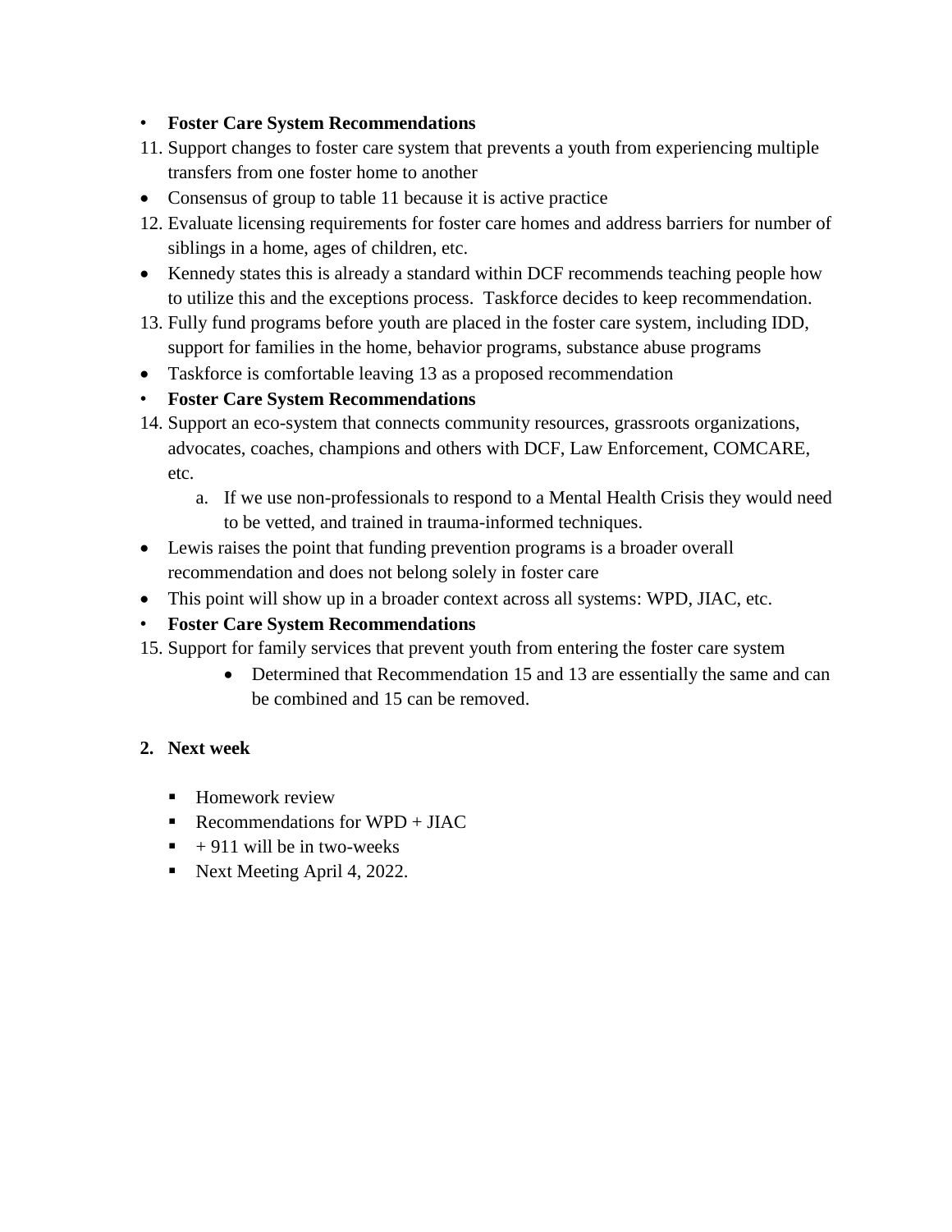- **Foster Care System Recommendations**

11. Support changes to foster care system that prevents a youth from experiencing multiple transfers from one foster home to another

- Consensus of group to table 11 because it is active practice

12. Evaluate licensing requirements for foster care homes and address barriers for number of siblings in a home, ages of children, etc.

- Kennedy states this is already a standard within DCF recommends teaching people how to utilize this and the exceptions process. Taskforce decides to keep recommendation.

13. Fully fund programs before youth are placed in the foster care system, including IDD, support for families in the home, behavior programs, substance abuse programs

- Taskforce is comfortable leaving 13 as a proposed recommendation
- **Foster Care System Recommendations**

14. Support an eco-system that connects community resources, grassroots organizations, advocates, coaches, champions and others with DCF, Law Enforcement, COMCARE, etc.
    a. If we use non-professionals to respond to a Mental Health Crisis they would need to be vetted, and trained in trauma-informed techniques.

- Lewis raises the point that funding prevention programs is a broader overall recommendation and does not belong solely in foster care
- This point will show up in a broader context across all systems: WPD, JIAC, etc.
- **Foster Care System Recommendations**

15. Support for family services that prevent youth from entering the foster care system
    - Determined that Recommendation 15 and 13 are essentially the same and can be combined and 15 can be removed.

**2. Next week**

- Homework review
- Recommendations for WPD + JIAC
- + 911 will be in two-weeks
- Next Meeting April 4, 2022.